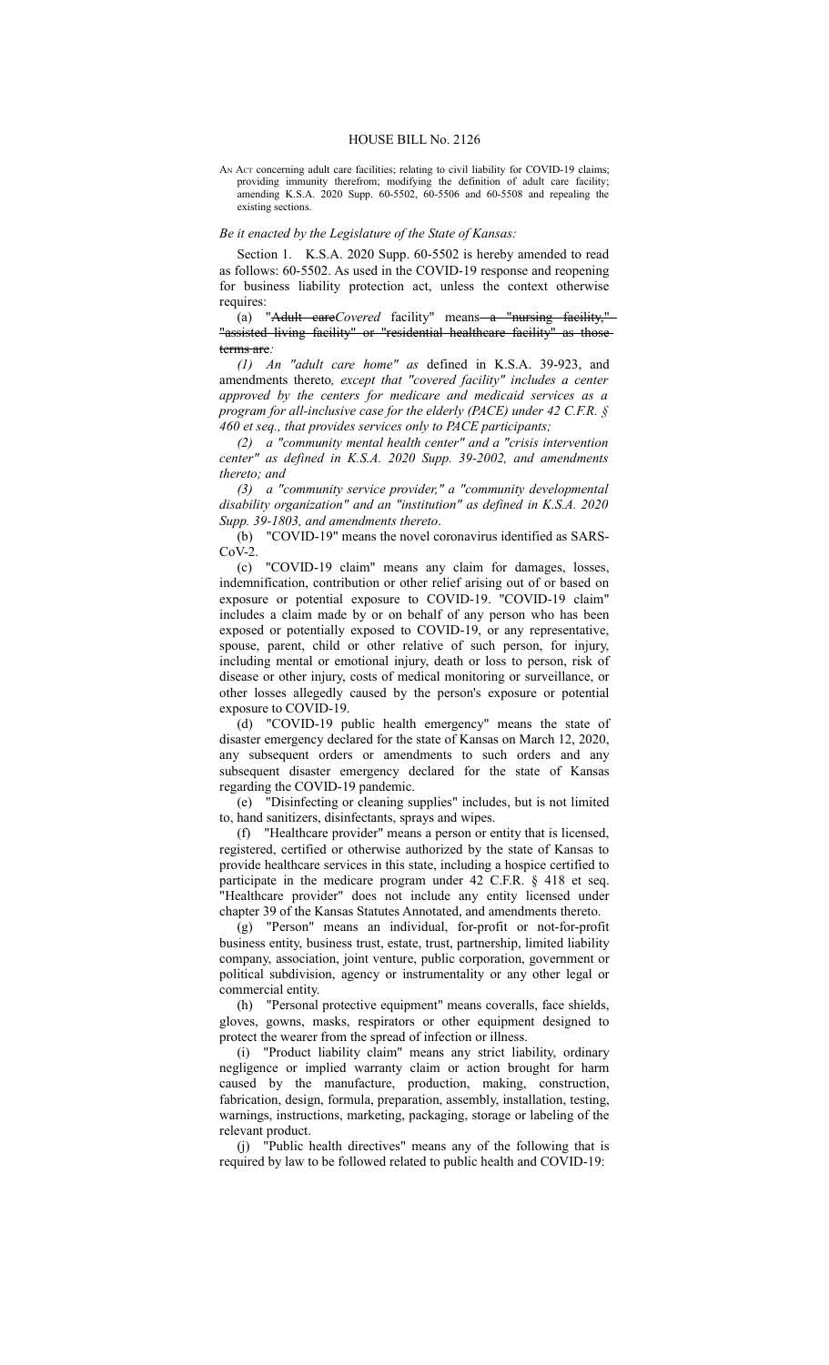# HOUSE BILL No. 2126

AN ACT concerning adult care facilities; relating to civil liability for COVID-19 claims; providing immunity therefrom; modifying the definition of adult care facility; amending K.S.A. 2020 Supp. 60-5502, 60-5506 and 60-5508 and repealing the existing sections.

*Be it enacted by the Legislature of the State of Kansas:*

Section 1. K.S.A. 2020 Supp. 60-5502 is hereby amended to read as follows: 60-5502. As used in the COVID-19 response and reopening for business liability protection act, unless the context otherwise requires:

(a) "~~Adult care~~*Covered* facility" means ~~a "nursing facility," "assisted living facility" or "residential healthcare facility" as those terms are~~*:*

*(1) An "adult care home" as* defined in K.S.A. 39-923, and amendments thereto*, except that "covered facility" includes a center approved by the centers for medicare and medicaid services as a program for all-inclusive case for the elderly (PACE) under 42 C.F.R. § 460 et seq., that provides services only to PACE participants;*

*(2) a "community mental health center" and a "crisis intervention center" as defined in K.S.A. 2020 Supp. 39-2002, and amendments thereto; and*

*(3) a "community service provider," a "community developmental disability organization" and an "institution" as defined in K.S.A. 2020 Supp. 39-1803, and amendments thereto*.

(b) "COVID-19" means the novel coronavirus identified as SARS-CoV-2.

(c) "COVID-19 claim" means any claim for damages, losses, indemnification, contribution or other relief arising out of or based on exposure or potential exposure to COVID-19. "COVID-19 claim" includes a claim made by or on behalf of any person who has been exposed or potentially exposed to COVID-19, or any representative, spouse, parent, child or other relative of such person, for injury, including mental or emotional injury, death or loss to person, risk of disease or other injury, costs of medical monitoring or surveillance, or other losses allegedly caused by the person's exposure or potential exposure to COVID-19.

(d) "COVID-19 public health emergency" means the state of disaster emergency declared for the state of Kansas on March 12, 2020, any subsequent orders or amendments to such orders and any subsequent disaster emergency declared for the state of Kansas regarding the COVID-19 pandemic.

(e) "Disinfecting or cleaning supplies" includes, but is not limited to, hand sanitizers, disinfectants, sprays and wipes.

(f) "Healthcare provider" means a person or entity that is licensed, registered, certified or otherwise authorized by the state of Kansas to provide healthcare services in this state, including a hospice certified to participate in the medicare program under 42 C.F.R. § 418 et seq. "Healthcare provider" does not include any entity licensed under chapter 39 of the Kansas Statutes Annotated, and amendments thereto.

(g) "Person" means an individual, for-profit or not-for-profit business entity, business trust, estate, trust, partnership, limited liability company, association, joint venture, public corporation, government or political subdivision, agency or instrumentality or any other legal or commercial entity.

(h) "Personal protective equipment" means coveralls, face shields, gloves, gowns, masks, respirators or other equipment designed to protect the wearer from the spread of infection or illness.

(i) "Product liability claim" means any strict liability, ordinary negligence or implied warranty claim or action brought for harm caused by the manufacture, production, making, construction, fabrication, design, formula, preparation, assembly, installation, testing, warnings, instructions, marketing, packaging, storage or labeling of the relevant product.

(j) "Public health directives" means any of the following that is required by law to be followed related to public health and COVID-19: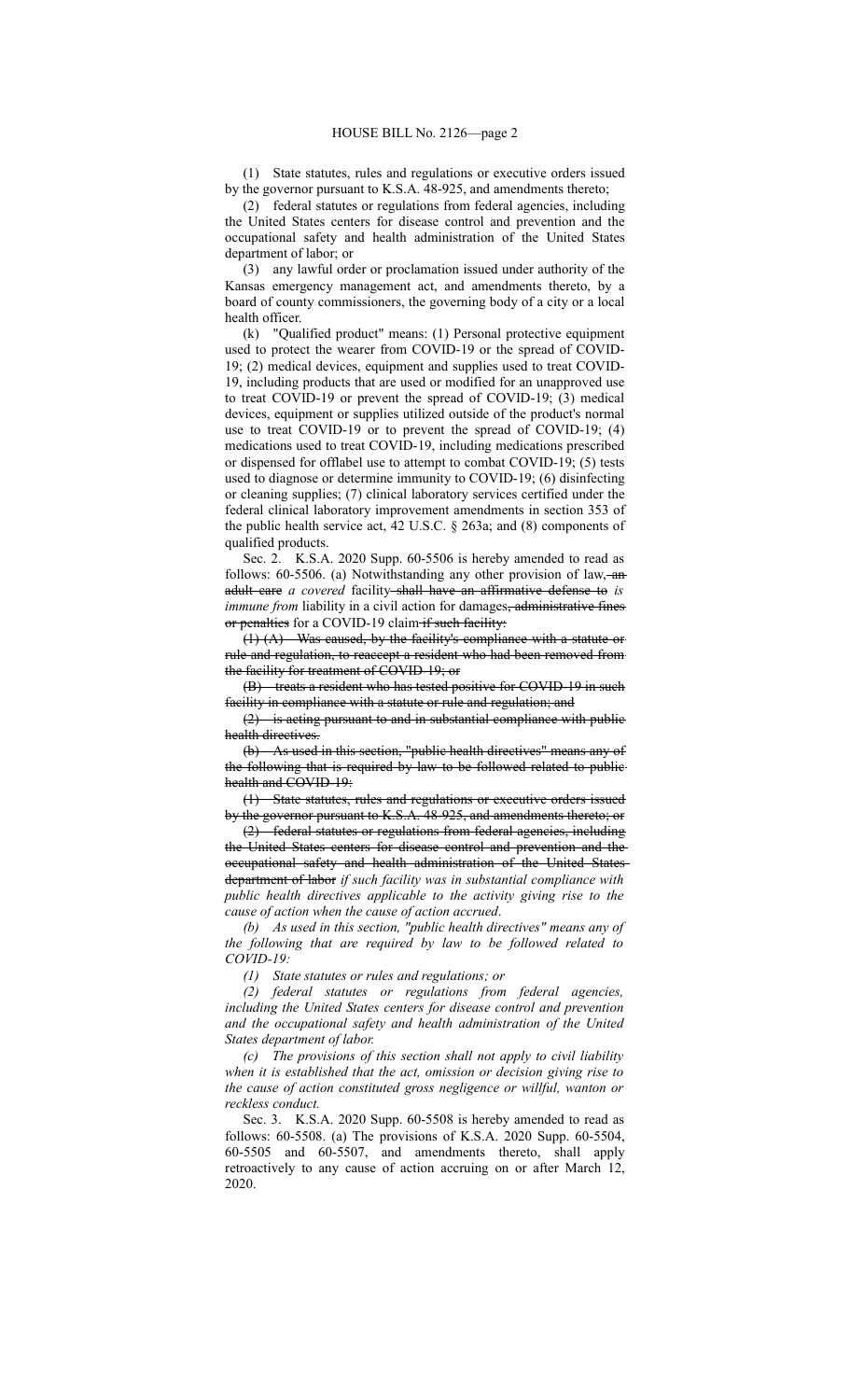(1) State statutes, rules and regulations or executive orders issued by the governor pursuant to K.S.A. 48-925, and amendments thereto;

(2) federal statutes or regulations from federal agencies, including the United States centers for disease control and prevention and the occupational safety and health administration of the United States department of labor; or

(3) any lawful order or proclamation issued under authority of the Kansas emergency management act, and amendments thereto, by a board of county commissioners, the governing body of a city or a local health officer.

(k) "Qualified product" means: (1) Personal protective equipment used to protect the wearer from COVID-19 or the spread of COVID-19; (2) medical devices, equipment and supplies used to treat COVID-19, including products that are used or modified for an unapproved use to treat COVID-19 or prevent the spread of COVID-19; (3) medical devices, equipment or supplies utilized outside of the product's normal use to treat COVID-19 or to prevent the spread of COVID-19; (4) medications used to treat COVID-19, including medications prescribed or dispensed for offlabel use to attempt to combat COVID-19; (5) tests used to diagnose or determine immunity to COVID-19; (6) disinfecting or cleaning supplies; (7) clinical laboratory services certified under the federal clinical laboratory improvement amendments in section 353 of the public health service act, 42 U.S.C. § 263a; and (8) components of qualified products.

Sec. 2. K.S.A. 2020 Supp. 60-5506 is hereby amended to read as follows: 60-5506. (a) Notwithstanding any other provision of law, ~~an adult care~~ *a covered* facility ~~shall have an affirmative defense to~~ *is immune from* liability in a civil action for damages~~, administrative fines or penalties~~ for a COVID-19 claim ~~if such facility:~~

~~(1) (A) Was caused, by the facility's compliance with a statute or rule and regulation, to reaccept a resident who had been removed from the facility for treatment of COVID-19; or~~

~~(B) treats a resident who has tested positive for COVID-19 in such facility in compliance with a statute or rule and regulation; and~~

~~(2) is acting pursuant to and in substantial compliance with public health directives.~~

~~(b) As used in this section, "public health directives" means any of the following that is required by law to be followed related to public health and COVID-19:~~

~~(1) State statutes, rules and regulations or executive orders issued by the governor pursuant to K.S.A. 48-925, and amendments thereto; or~~

~~(2) federal statutes or regulations from federal agencies, including the United States centers for disease control and prevention and the occupational safety and health administration of the United States department of labor~~ *if such facility was in substantial compliance with public health directives applicable to the activity giving rise to the cause of action when the cause of action accrued.*

*(b) As used in this section, "public health directives" means any of the following that are required by law to be followed related to COVID-19:*

*(1) State statutes or rules and regulations; or*

*(2) federal statutes or regulations from federal agencies, including the United States centers for disease control and prevention and the occupational safety and health administration of the United States department of labor.*

*(c) The provisions of this section shall not apply to civil liability when it is established that the act, omission or decision giving rise to the cause of action constituted gross negligence or willful, wanton or reckless conduct.*

Sec. 3. K.S.A. 2020 Supp. 60-5508 is hereby amended to read as follows: 60-5508. (a) The provisions of K.S.A. 2020 Supp. 60-5504, 60-5505 and 60-5507, and amendments thereto, shall apply retroactively to any cause of action accruing on or after March 12, 2020.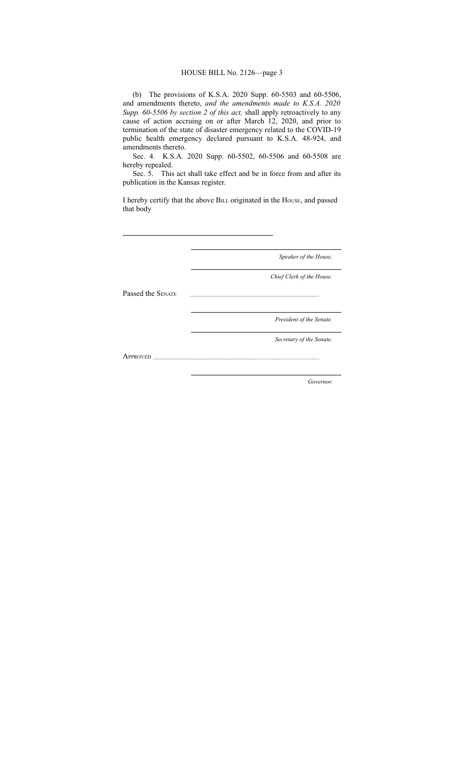(b) The provisions of K.S.A. 2020 Supp. 60-5503 and 60-5506, and amendments thereto, *and the amendments made to K.S.A. 2020 Supp. 60-5506 by section 2 of this act,* shall apply retroactively to any cause of action accruing on or after March 12, 2020, and prior to termination of the state of disaster emergency related to the COVID-19 public health emergency declared pursuant to K.S.A. 48-924, and amendments thereto.

Sec. 4. K.S.A. 2020 Supp. 60-5502, 60-5506 and 60-5508 are hereby repealed.

Sec. 5. This act shall take effect and be in force from and after its publication in the Kansas register.

I hereby certify that the above BILL originated in the HOUSE, and passed that body

\_\_\_\_\_\_\_\_\_\_\_\_\_\_\_\_\_\_\_\_\_\_\_\_\_\_\_\_\_\_\_\_\_\_\_\_\_\_

\_\_\_\_\_\_\_\_\_\_\_\_\_\_\_\_\_\_\_\_\_\_\_\_\_\_\_\_\_\_\_\_\_\_\_\_\_\_
*Speaker of the House.*

\_\_\_\_\_\_\_\_\_\_\_\_\_\_\_\_\_\_\_\_\_\_\_\_\_\_\_\_\_\_\_\_\_\_\_\_\_\_
*Chief Clerk of the House.*

Passed the SENATE \_\_\_\_\_\_\_\_\_\_\_\_\_\_\_\_\_\_\_\_\_\_\_\_\_\_\_\_\_\_\_\_\_\_\_\_\_\_

\_\_\_\_\_\_\_\_\_\_\_\_\_\_\_\_\_\_\_\_\_\_\_\_\_\_\_\_\_\_\_\_\_\_\_\_\_\_
*President of the Senate.*

\_\_\_\_\_\_\_\_\_\_\_\_\_\_\_\_\_\_\_\_\_\_\_\_\_\_\_\_\_\_\_\_\_\_\_\_\_\_
*Secretary of the Senate.*

APPROVED \_\_\_\_\_\_\_\_\_\_\_\_\_\_\_\_\_\_\_\_\_\_\_\_\_\_\_\_\_\_\_\_\_\_\_\_\_\_

\_\_\_\_\_\_\_\_\_\_\_\_\_\_\_\_\_\_\_\_\_\_\_\_\_\_\_\_\_\_\_\_\_\_\_\_\_\_
*Governor.*